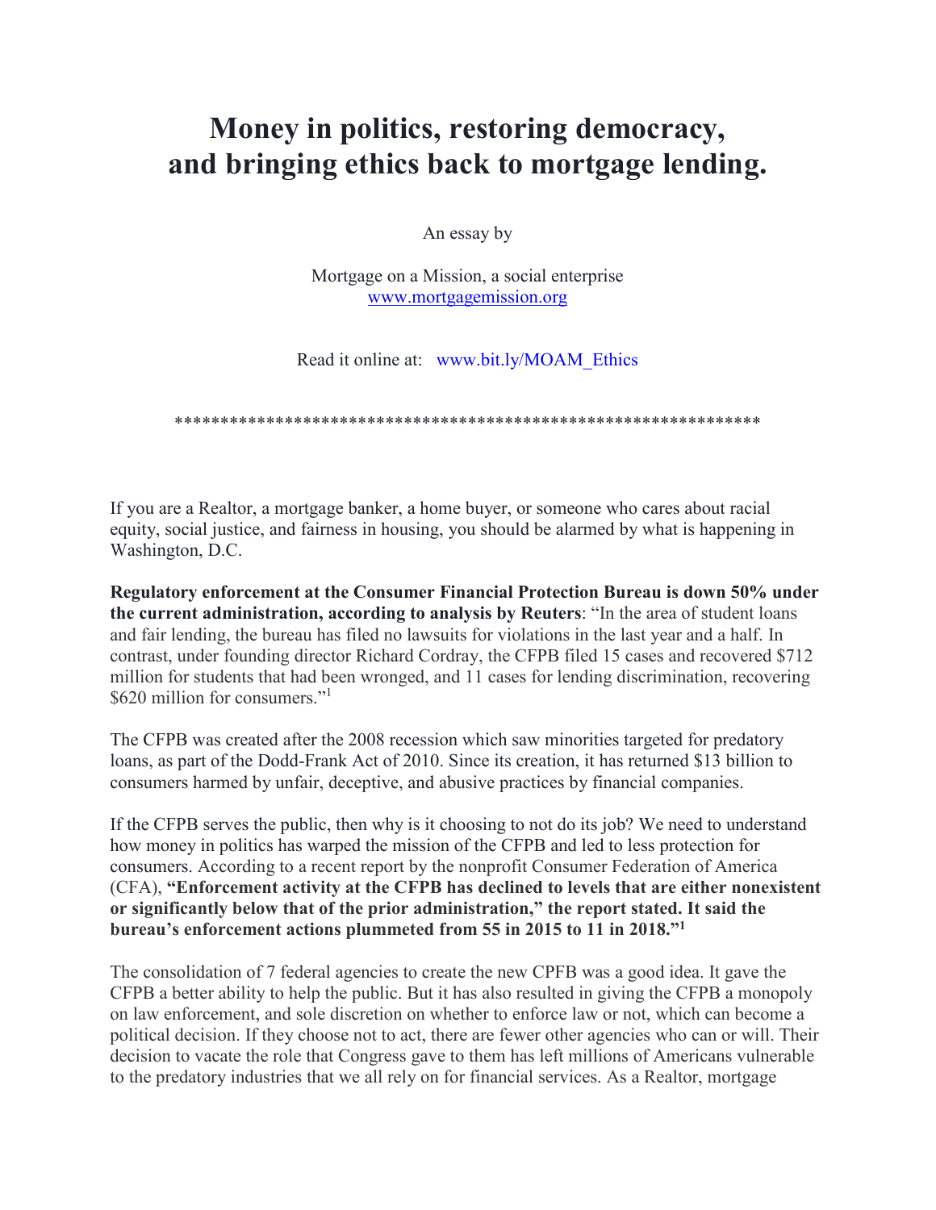# Money in politics, restoring democracy, and bringing ethics back to mortgage lending.

An essay by

Mortgage on a Mission, a social enterprise
www.mortgagemission.org

Read it online at: www.bit.ly/MOAM_Ethics

***************************************************************

If you are a Realtor, a mortgage banker, a home buyer, or someone who cares about racial equity, social justice, and fairness in housing, you should be alarmed by what is happening in Washington, D.C.

**Regulatory enforcement at the Consumer Financial Protection Bureau is down 50% under the current administration, according to analysis by Reuters**: "In the area of student loans and fair lending, the bureau has filed no lawsuits for violations in the last year and a half. In contrast, under founding director Richard Cordray, the CFPB filed 15 cases and recovered $712 million for students that had been wronged, and 11 cases for lending discrimination, recovering $620 million for consumers."[1]

The CFPB was created after the 2008 recession which saw minorities targeted for predatory loans, as part of the Dodd-Frank Act of 2010. Since its creation, it has returned $13 billion to consumers harmed by unfair, deceptive, and abusive practices by financial companies.

If the CFPB serves the public, then why is it choosing to not do its job? We need to understand how money in politics has warped the mission of the CFPB and led to less protection for consumers. According to a recent report by the nonprofit Consumer Federation of America (CFA), **"Enforcement activity at the CFPB has declined to levels that are either nonexistent or significantly below that of the prior administration," the report stated. It said the bureau's enforcement actions plummeted from 55 in 2015 to 11 in 2018."[1]**

The consolidation of 7 federal agencies to create the new CPFB was a good idea. It gave the CFPB a better ability to help the public. But it has also resulted in giving the CFPB a monopoly on law enforcement, and sole discretion on whether to enforce law or not, which can become a political decision. If they choose not to act, there are fewer other agencies who can or will. Their decision to vacate the role that Congress gave to them has left millions of Americans vulnerable to the predatory industries that we all rely on for financial services. As a Realtor, mortgage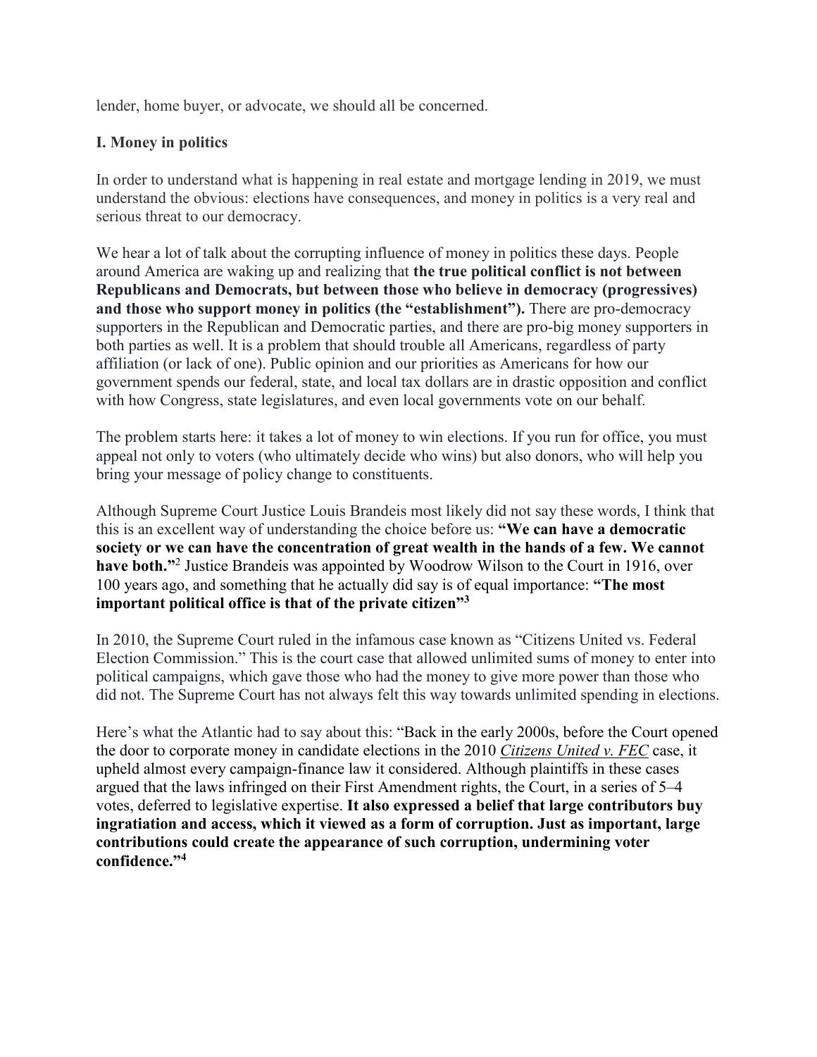lender, home buyer, or advocate, we should all be concerned.

### I. Money in politics

In order to understand what is happening in real estate and mortgage lending in 2019, we must understand the obvious: elections have consequences, and money in politics is a very real and serious threat to our democracy.

We hear a lot of talk about the corrupting influence of money in politics these days. People around America are waking up and realizing that **the true political conflict is not between Republicans and Democrats, but between those who believe in democracy (progressives) and those who support money in politics (the "establishment").** There are pro-democracy supporters in the Republican and Democratic parties, and there are pro-big money supporters in both parties as well. It is a problem that should trouble all Americans, regardless of party affiliation (or lack of one). Public opinion and our priorities as Americans for how our government spends our federal, state, and local tax dollars are in drastic opposition and conflict with how Congress, state legislatures, and even local governments vote on our behalf.

The problem starts here: it takes a lot of money to win elections. If you run for office, you must appeal not only to voters (who ultimately decide who wins) but also donors, who will help you bring your message of policy change to constituents.

Although Supreme Court Justice Louis Brandeis most likely did not say these words, I think that this is an excellent way of understanding the choice before us: **"We can have a democratic society or we can have the concentration of great wealth in the hands of a few. We cannot have both."**[2] Justice Brandeis was appointed by Woodrow Wilson to the Court in 1916, over 100 years ago, and something that he actually did say is of equal importance: **"The most important political office is that of the private citizen"**[3]

In 2010, the Supreme Court ruled in the infamous case known as "Citizens United vs. Federal Election Commission." This is the court case that allowed unlimited sums of money to enter into political campaigns, which gave those who had the money to give more power than those who did not. The Supreme Court has not always felt this way towards unlimited spending in elections.

Here's what the Atlantic had to say about this: "Back in the early 2000s, before the Court opened the door to corporate money in candidate elections in the 2010 *Citizens United v. FEC* case, it upheld almost every campaign-finance law it considered. Although plaintiffs in these cases argued that the laws infringed on their First Amendment rights, the Court, in a series of 5–4 votes, deferred to legislative expertise. **It also expressed a belief that large contributors buy ingratiation and access, which it viewed as a form of corruption. Just as important, large contributions could create the appearance of such corruption, undermining voter confidence."**[4]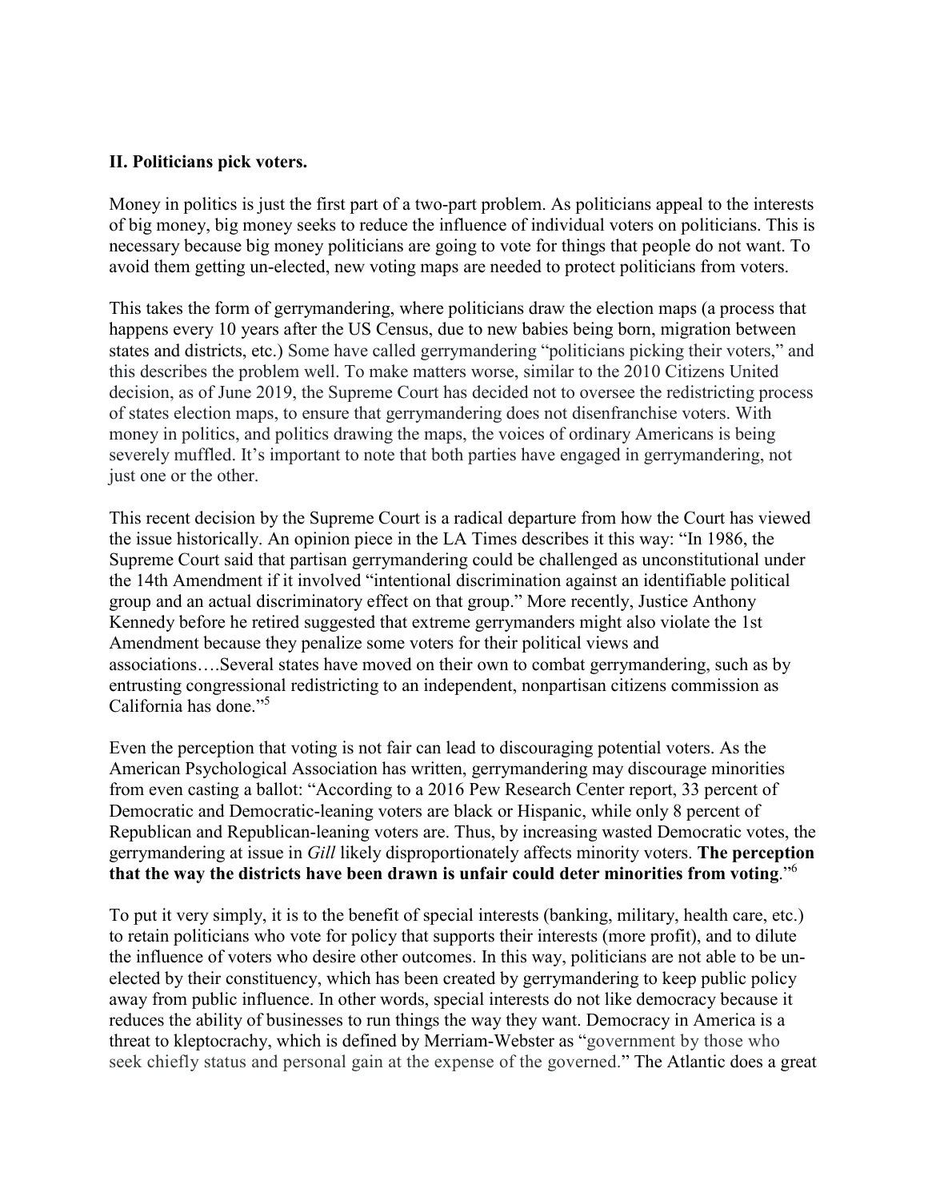**II. Politicians pick voters.**

Money in politics is just the first part of a two-part problem. As politicians appeal to the interests of big money, big money seeks to reduce the influence of individual voters on politicians. This is necessary because big money politicians are going to vote for things that people do not want. To avoid them getting un-elected, new voting maps are needed to protect politicians from voters.

This takes the form of gerrymandering, where politicians draw the election maps (a process that happens every 10 years after the US Census, due to new babies being born, migration between states and districts, etc.) Some have called gerrymandering "politicians picking their voters," and this describes the problem well. To make matters worse, similar to the 2010 Citizens United decision, as of June 2019, the Supreme Court has decided not to oversee the redistricting process of states election maps, to ensure that gerrymandering does not disenfranchise voters. With money in politics, and politics drawing the maps, the voices of ordinary Americans is being severely muffled. It's important to note that both parties have engaged in gerrymandering, not just one or the other.

This recent decision by the Supreme Court is a radical departure from how the Court has viewed the issue historically. An opinion piece in the LA Times describes it this way: "In 1986, the Supreme Court said that partisan gerrymandering could be challenged as unconstitutional under the 14th Amendment if it involved "intentional discrimination against an identifiable political group and an actual discriminatory effect on that group." More recently, Justice Anthony Kennedy before he retired suggested that extreme gerrymanders might also violate the 1st Amendment because they penalize some voters for their political views and associations….Several states have moved on their own to combat gerrymandering, such as by entrusting congressional redistricting to an independent, nonpartisan citizens commission as California has done."[5]

Even the perception that voting is not fair can lead to discouraging potential voters. As the American Psychological Association has written, gerrymandering may discourage minorities from even casting a ballot: "According to a 2016 Pew Research Center report, 33 percent of Democratic and Democratic-leaning voters are black or Hispanic, while only 8 percent of Republican and Republican-leaning voters are. Thus, by increasing wasted Democratic votes, the gerrymandering at issue in *Gill* likely disproportionately affects minority voters. **The perception that the way the districts have been drawn is unfair could deter minorities from voting**."[6]

To put it very simply, it is to the benefit of special interests (banking, military, health care, etc.) to retain politicians who vote for policy that supports their interests (more profit), and to dilute the influence of voters who desire other outcomes. In this way, politicians are not able to be un-elected by their constituency, which has been created by gerrymandering to keep public policy away from public influence. In other words, special interests do not like democracy because it reduces the ability of businesses to run things the way they want. Democracy in America is a threat to kleptocrachy, which is defined by Merriam-Webster as "government by those who seek chiefly status and personal gain at the expense of the governed." The Atlantic does a great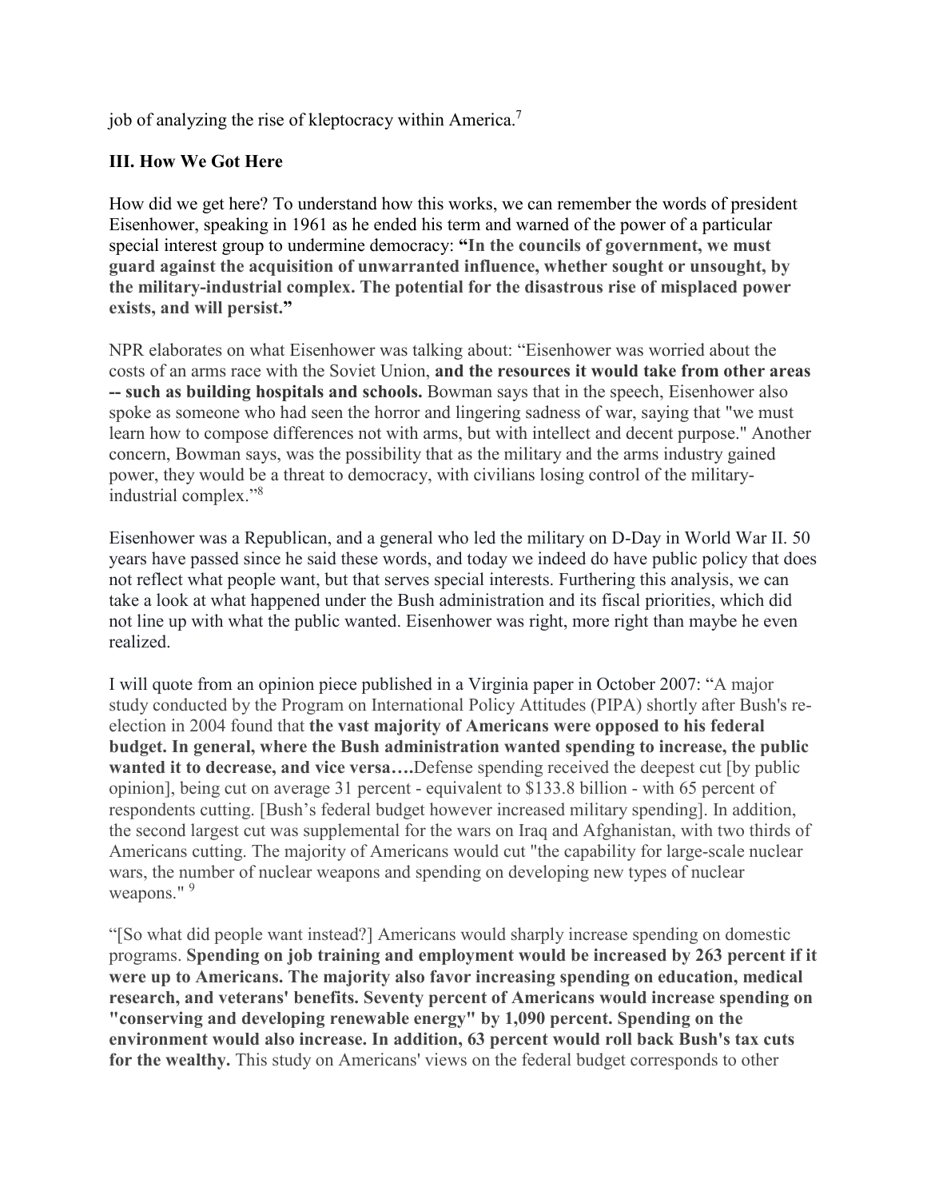job of analyzing the rise of kleptocracy within America.[7]

### III. How We Got Here

How did we get here? To understand how this works, we can remember the words of president Eisenhower, speaking in 1961 as he ended his term and warned of the power of a particular special interest group to undermine democracy: **"In the councils of government, we must guard against the acquisition of unwarranted influence, whether sought or unsought, by the military-industrial complex. The potential for the disastrous rise of misplaced power exists, and will persist."**

NPR elaborates on what Eisenhower was talking about: "Eisenhower was worried about the costs of an arms race with the Soviet Union, **and the resources it would take from other areas -- such as building hospitals and schools.** Bowman says that in the speech, Eisenhower also spoke as someone who had seen the horror and lingering sadness of war, saying that "we must learn how to compose differences not with arms, but with intellect and decent purpose." Another concern, Bowman says, was the possibility that as the military and the arms industry gained power, they would be a threat to democracy, with civilians losing control of the military-industrial complex."[8]

Eisenhower was a Republican, and a general who led the military on D-Day in World War II. 50 years have passed since he said these words, and today we indeed do have public policy that does not reflect what people want, but that serves special interests. Furthering this analysis, we can take a look at what happened under the Bush administration and its fiscal priorities, which did not line up with what the public wanted. Eisenhower was right, more right than maybe he even realized.

I will quote from an opinion piece published in a Virginia paper in October 2007: "A major study conducted by the Program on International Policy Attitudes (PIPA) shortly after Bush's re-election in 2004 found that **the vast majority of Americans were opposed to his federal budget. In general, where the Bush administration wanted spending to increase, the public wanted it to decrease, and vice versa….**Defense spending received the deepest cut [by public opinion], being cut on average 31 percent - equivalent to $133.8 billion - with 65 percent of respondents cutting. [Bush's federal budget however increased military spending]. In addition, the second largest cut was supplemental for the wars on Iraq and Afghanistan, with two thirds of Americans cutting. The majority of Americans would cut "the capability for large-scale nuclear wars, the number of nuclear weapons and spending on developing new types of nuclear weapons." [9]

"[So what did people want instead?] Americans would sharply increase spending on domestic programs. **Spending on job training and employment would be increased by 263 percent if it were up to Americans. The majority also favor increasing spending on education, medical research, and veterans' benefits. Seventy percent of Americans would increase spending on "conserving and developing renewable energy" by 1,090 percent. Spending on the environment would also increase. In addition, 63 percent would roll back Bush's tax cuts for the wealthy.** This study on Americans' views on the federal budget corresponds to other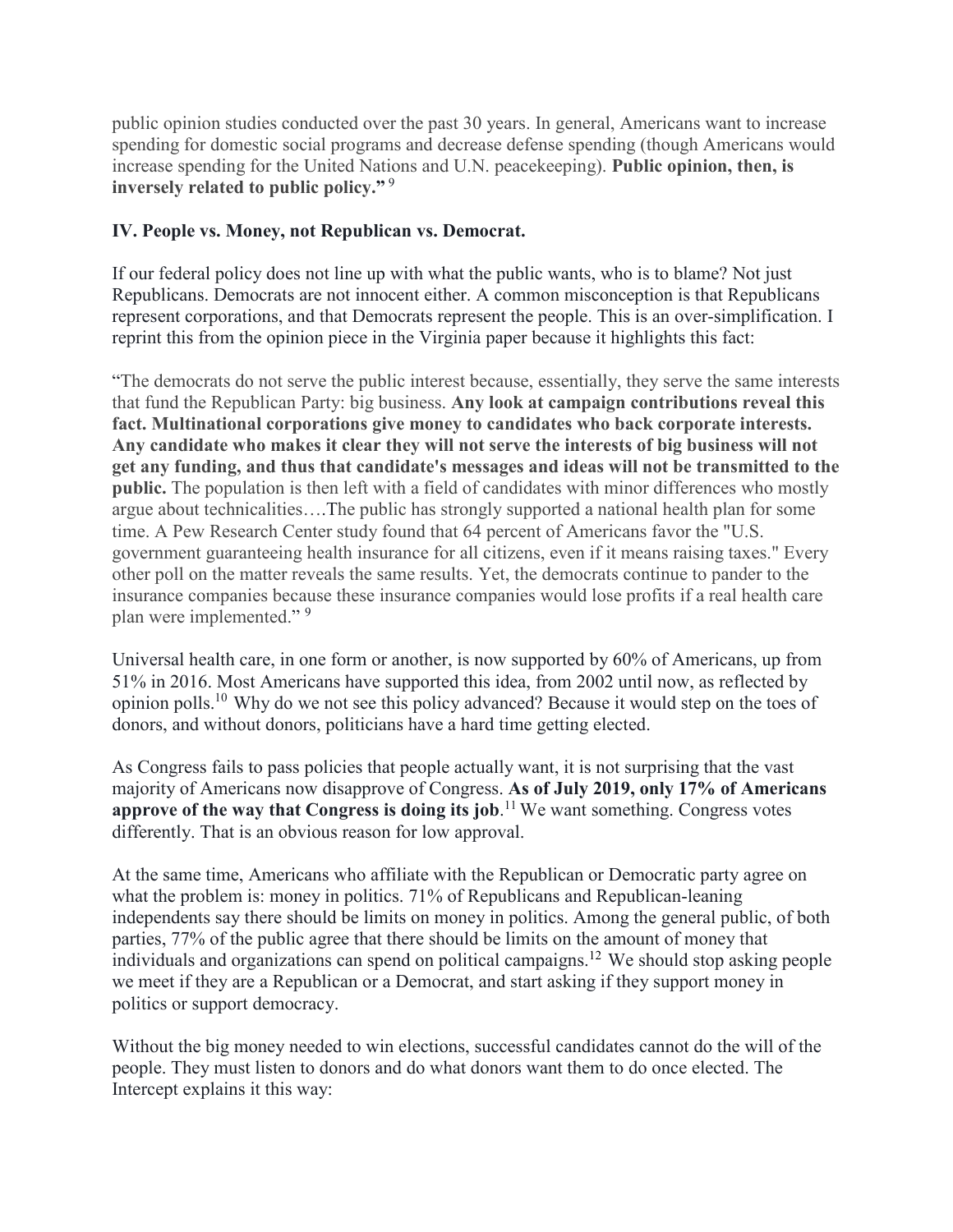public opinion studies conducted over the past 30 years. In general, Americans want to increase spending for domestic social programs and decrease defense spending (though Americans would increase spending for the United Nations and U.N. peacekeeping). **Public opinion, then, is inversely related to public policy."** [9]

### IV. People vs. Money, not Republican vs. Democrat.

If our federal policy does not line up with what the public wants, who is to blame? Not just Republicans. Democrats are not innocent either. A common misconception is that Republicans represent corporations, and that Democrats represent the people. This is an over-simplification. I reprint this from the opinion piece in the Virginia paper because it highlights this fact:

"The democrats do not serve the public interest because, essentially, they serve the same interests that fund the Republican Party: big business. **Any look at campaign contributions reveal this fact. Multinational corporations give money to candidates who back corporate interests. Any candidate who makes it clear they will not serve the interests of big business will not get any funding, and thus that candidate's messages and ideas will not be transmitted to the public.** The population is then left with a field of candidates with minor differences who mostly argue about technicalities….The public has strongly supported a national health plan for some time. A Pew Research Center study found that 64 percent of Americans favor the "U.S. government guaranteeing health insurance for all citizens, even if it means raising taxes." Every other poll on the matter reveals the same results. Yet, the democrats continue to pander to the insurance companies because these insurance companies would lose profits if a real health care plan were implemented." [9]

Universal health care, in one form or another, is now supported by 60% of Americans, up from 51% in 2016. Most Americans have supported this idea, from 2002 until now, as reflected by opinion polls.[10] Why do we not see this policy advanced? Because it would step on the toes of donors, and without donors, politicians have a hard time getting elected.

As Congress fails to pass policies that people actually want, it is not surprising that the vast majority of Americans now disapprove of Congress. **As of July 2019, only 17% of Americans approve of the way that Congress is doing its job**.[11] We want something. Congress votes differently. That is an obvious reason for low approval.

At the same time, Americans who affiliate with the Republican or Democratic party agree on what the problem is: money in politics. 71% of Republicans and Republican-leaning independents say there should be limits on money in politics. Among the general public, of both parties, 77% of the public agree that there should be limits on the amount of money that individuals and organizations can spend on political campaigns.[12] We should stop asking people we meet if they are a Republican or a Democrat, and start asking if they support money in politics or support democracy.

Without the big money needed to win elections, successful candidates cannot do the will of the people. They must listen to donors and do what donors want them to do once elected. The Intercept explains it this way: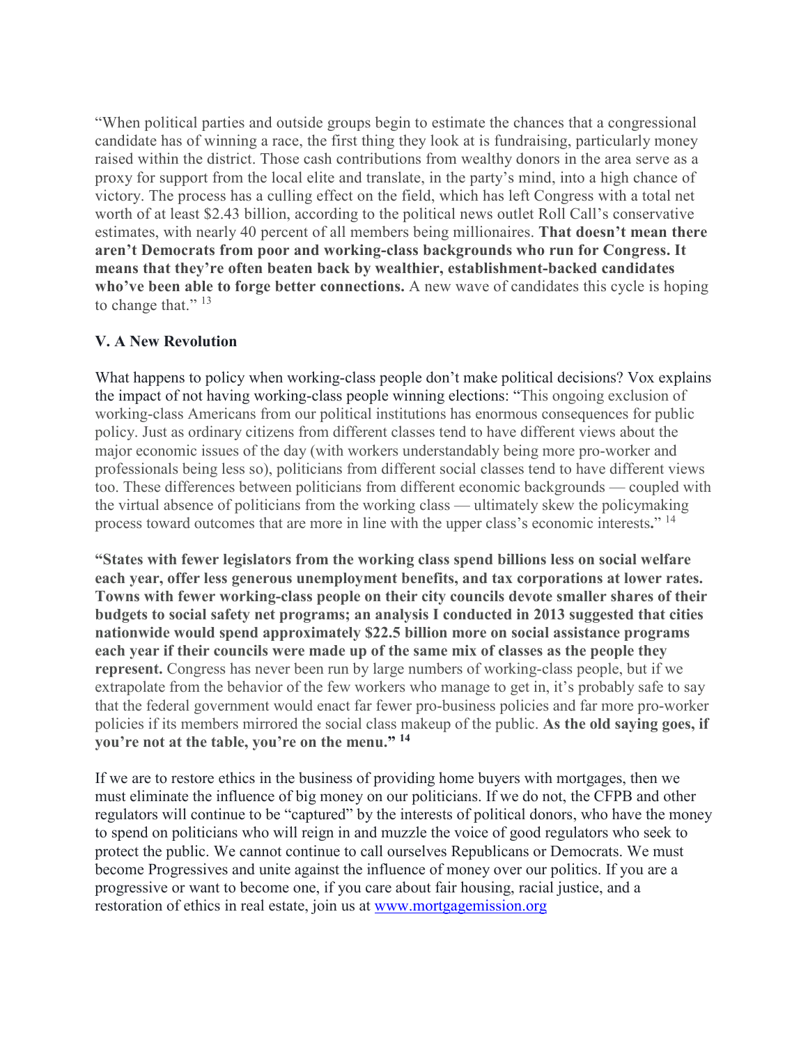"When political parties and outside groups begin to estimate the chances that a congressional candidate has of winning a race, the first thing they look at is fundraising, particularly money raised within the district. Those cash contributions from wealthy donors in the area serve as a proxy for support from the local elite and translate, in the party's mind, into a high chance of victory. The process has a culling effect on the field, which has left Congress with a total net worth of at least $2.43 billion, according to the political news outlet Roll Call's conservative estimates, with nearly 40 percent of all members being millionaires. **That doesn't mean there aren't Democrats from poor and working-class backgrounds who run for Congress. It means that they're often beaten back by wealthier, establishment-backed candidates who've been able to forge better connections.** A new wave of candidates this cycle is hoping to change that." [13]

### V. A New Revolution

What happens to policy when working-class people don't make political decisions? Vox explains the impact of not having working-class people winning elections: "This ongoing exclusion of working-class Americans from our political institutions has enormous consequences for public policy. Just as ordinary citizens from different classes tend to have different views about the major economic issues of the day (with workers understandably being more pro-worker and professionals being less so), politicians from different social classes tend to have different views too. These differences between politicians from different economic backgrounds — coupled with the virtual absence of politicians from the working class — ultimately skew the policymaking process toward outcomes that are more in line with the upper class's economic interests**.**" [14]

**"States with fewer legislators from the working class spend billions less on social welfare each year, offer less generous unemployment benefits, and tax corporations at lower rates. Towns with fewer working-class people on their city councils devote smaller shares of their budgets to social safety net programs; an analysis I conducted in 2013 suggested that cities nationwide would spend approximately $22.5 billion more on social assistance programs each year if their councils were made up of the same mix of classes as the people they represent.** Congress has never been run by large numbers of working-class people, but if we extrapolate from the behavior of the few workers who manage to get in, it's probably safe to say that the federal government would enact far fewer pro-business policies and far more pro-worker policies if its members mirrored the social class makeup of the public. **As the old saying goes, if you're not at the table, you're on the menu."** [14]

If we are to restore ethics in the business of providing home buyers with mortgages, then we must eliminate the influence of big money on our politicians. If we do not, the CFPB and other regulators will continue to be "captured" by the interests of political donors, who have the money to spend on politicians who will reign in and muzzle the voice of good regulators who seek to protect the public. We cannot continue to call ourselves Republicans or Democrats. We must become Progressives and unite against the influence of money over our politics. If you are a progressive or want to become one, if you care about fair housing, racial justice, and a restoration of ethics in real estate, join us at [www.mortgagemission.org](www.mortgagemission.org)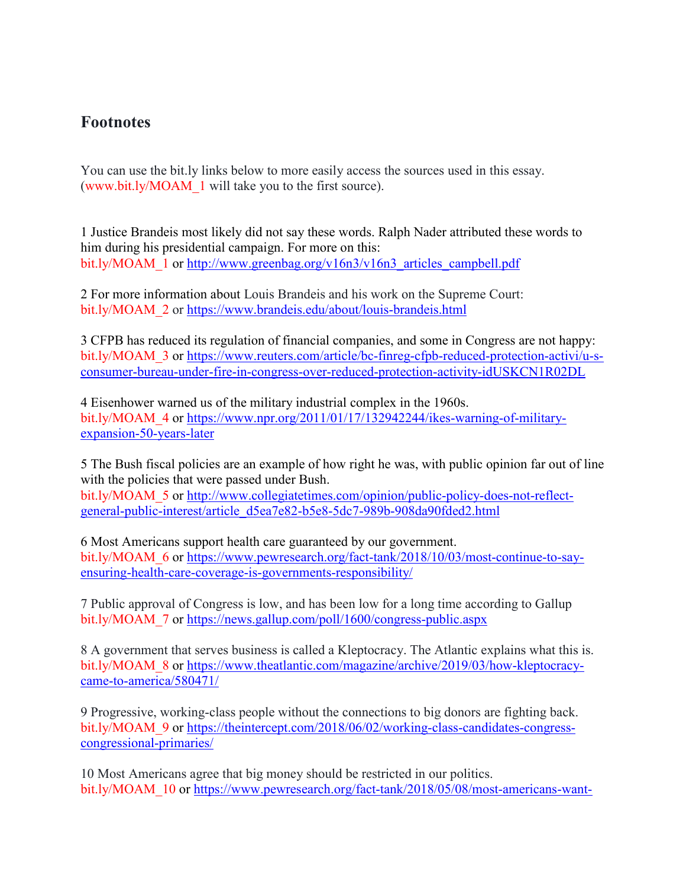## Footnotes

You can use the bit.ly links below to more easily access the sources used in this essay. (www.bit.ly/MOAM_1 will take you to the first source).

1 Justice Brandeis most likely did not say these words. Ralph Nader attributed these words to him during his presidential campaign. For more on this:
bit.ly/MOAM_1 or http://www.greenbag.org/v16n3/v16n3_articles_campbell.pdf

2 For more information about Louis Brandeis and his work on the Supreme Court:
bit.ly/MOAM_2 or https://www.brandeis.edu/about/louis-brandeis.html

3 CFPB has reduced its regulation of financial companies, and some in Congress are not happy:
bit.ly/MOAM_3 or https://www.reuters.com/article/bc-finreg-cfpb-reduced-protection-activi/u-s-consumer-bureau-under-fire-in-congress-over-reduced-protection-activity-idUSKCN1R02DL

4 Eisenhower warned us of the military industrial complex in the 1960s.
bit.ly/MOAM_4 or https://www.npr.org/2011/01/17/132942244/ikes-warning-of-military-expansion-50-years-later

5 The Bush fiscal policies are an example of how right he was, with public opinion far out of line with the policies that were passed under Bush.
bit.ly/MOAM_5 or http://www.collegiatetimes.com/opinion/public-policy-does-not-reflect-general-public-interest/article_d5ea7e82-b5e8-5dc7-989b-908da90fded2.html

6 Most Americans support health care guaranteed by our government.
bit.ly/MOAM_6 or https://www.pewresearch.org/fact-tank/2018/10/03/most-continue-to-say-ensuring-health-care-coverage-is-governments-responsibility/

7 Public approval of Congress is low, and has been low for a long time according to Gallup
bit.ly/MOAM_7 or https://news.gallup.com/poll/1600/congress-public.aspx

8 A government that serves business is called a Kleptocracy. The Atlantic explains what this is.
bit.ly/MOAM_8 or https://www.theatlantic.com/magazine/archive/2019/03/how-kleptocracy-came-to-america/580471/

9 Progressive, working-class people without the connections to big donors are fighting back.
bit.ly/MOAM_9 or https://theintercept.com/2018/06/02/working-class-candidates-congress-congressional-primaries/

10 Most Americans agree that big money should be restricted in our politics.
bit.ly/MOAM_10 or https://www.pewresearch.org/fact-tank/2018/05/08/most-americans-want-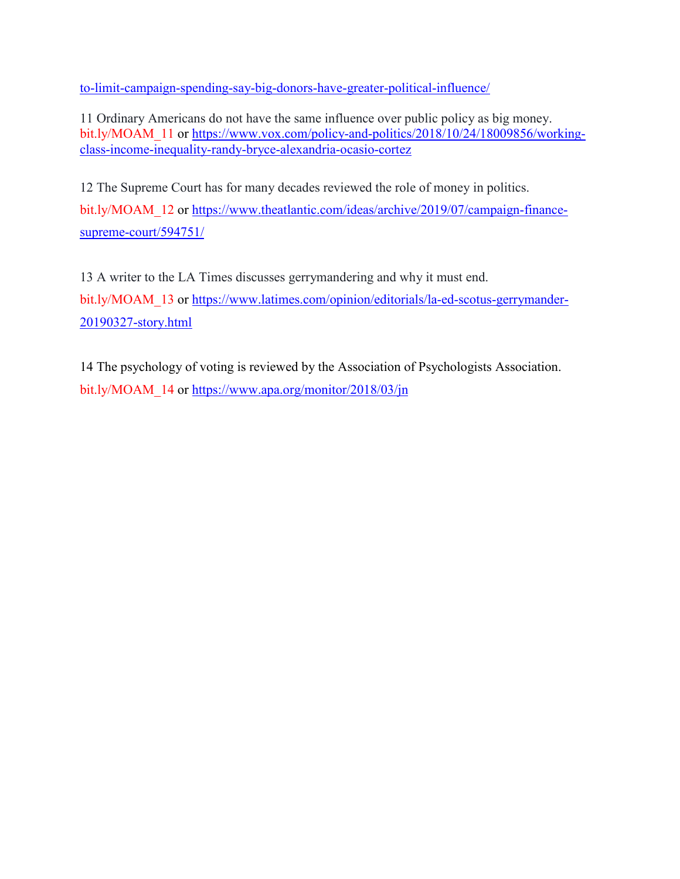to-limit-campaign-spending-say-big-donors-have-greater-political-influence/

11 Ordinary Americans do not have the same influence over public policy as big money.
bit.ly/MOAM_11 or https://www.vox.com/policy-and-politics/2018/10/24/18009856/working-class-income-inequality-randy-bryce-alexandria-ocasio-cortez

12 The Supreme Court has for many decades reviewed the role of money in politics.
bit.ly/MOAM_12 or https://www.theatlantic.com/ideas/archive/2019/07/campaign-finance-supreme-court/594751/

13 A writer to the LA Times discusses gerrymandering and why it must end.
bit.ly/MOAM_13 or https://www.latimes.com/opinion/editorials/la-ed-scotus-gerrymander-20190327-story.html

14 The psychology of voting is reviewed by the Association of Psychologists Association.
bit.ly/MOAM_14 or https://www.apa.org/monitor/2018/03/jn